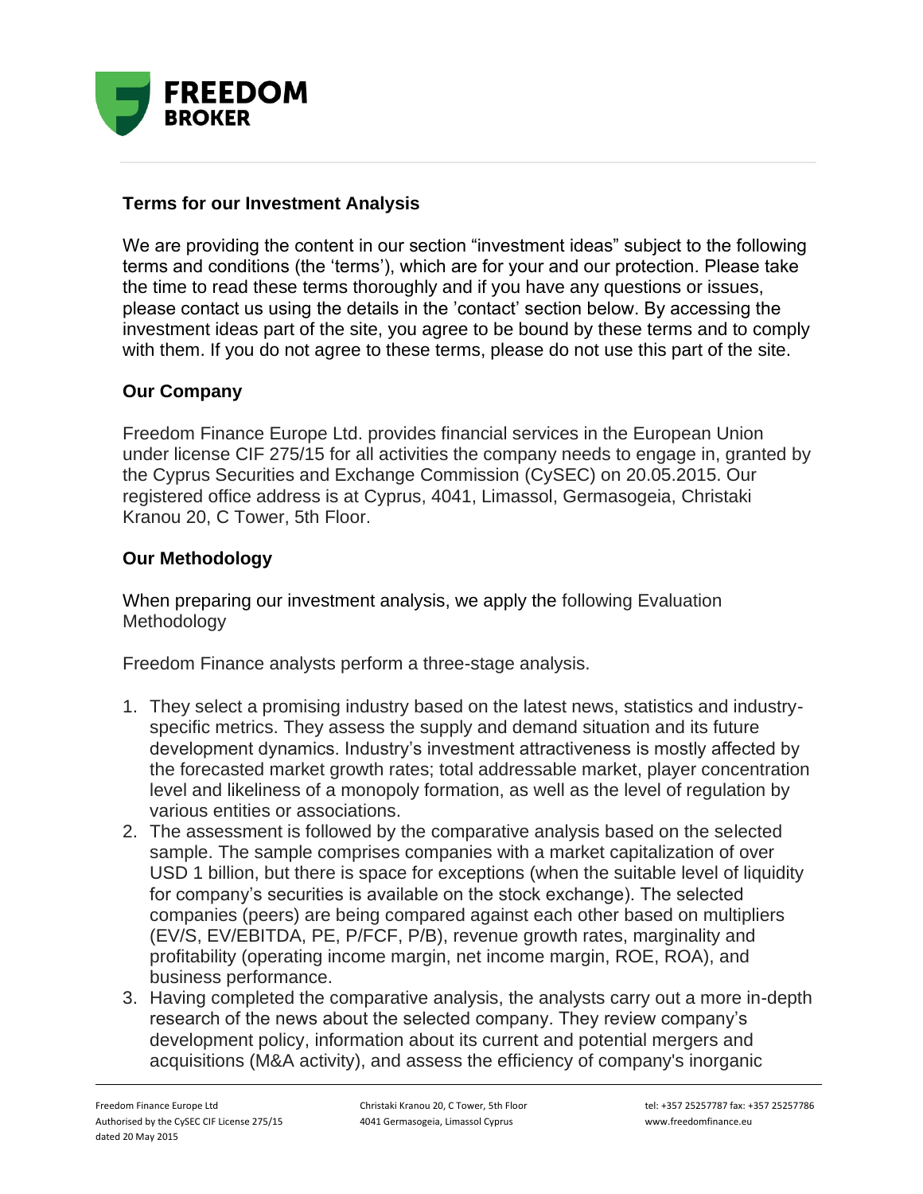## Terms for our Investment Analysis

We are providing the content in our section "investment ideas" subject to the following terms and conditions (the 'terms'), which are for your and our protection. Please take the time to read these terms thoroughly and if you have any questions or issues, please contact us using the details in the 'contact' section below. By accessing the investment ideas part of the site, you agree to be bound by these terms and to comply with them. If you do not agree to these terms, please do not use this part of the site.

## Our Company

Freedom Finance Europe Ltd. provides financial services in the European Union under license CIF 275/15 for all activities the company needs to engage in, granted by the Cyprus Securities and Exchange Commission (CySEC) on 20.05.2015. Our registered office address is at Cyprus, 4041, Limassol, Germasogeia, Christaki Kranou 20, C Tower, 5th Floor.

## Our Methodology

When preparing our investment analysis, we apply the following Evaluation Methodology

Freedom Finance analysts perform a three-stage analysis.

1. They select a promising industry based on the latest news, statistics and industry-specific metrics. They assess the supply and demand situation and its future development dynamics. Industry's investment attractiveness is mostly affected by the forecasted market growth rates; total addressable market, player concentration level and likeliness of a monopoly formation, as well as the level of regulation by various entities or associations.
2. The assessment is followed by the comparative analysis based on the selected sample. The sample comprises companies with a market capitalization of over USD 1 billion, but there is space for exceptions (when the suitable level of liquidity for company's securities is available on the stock exchange). The selected companies (peers) are being compared against each other based on multipliers (EV/S, EV/EBITDA, PE, P/FCF, P/B), revenue growth rates, marginality and profitability (operating income margin, net income margin, ROE, ROA), and business performance.
3. Having completed the comparative analysis, the analysts carry out a more in-depth research of the news about the selected company. They review company's development policy, information about its current and potential mergers and acquisitions (M&A activity), and assess the efficiency of company's inorganic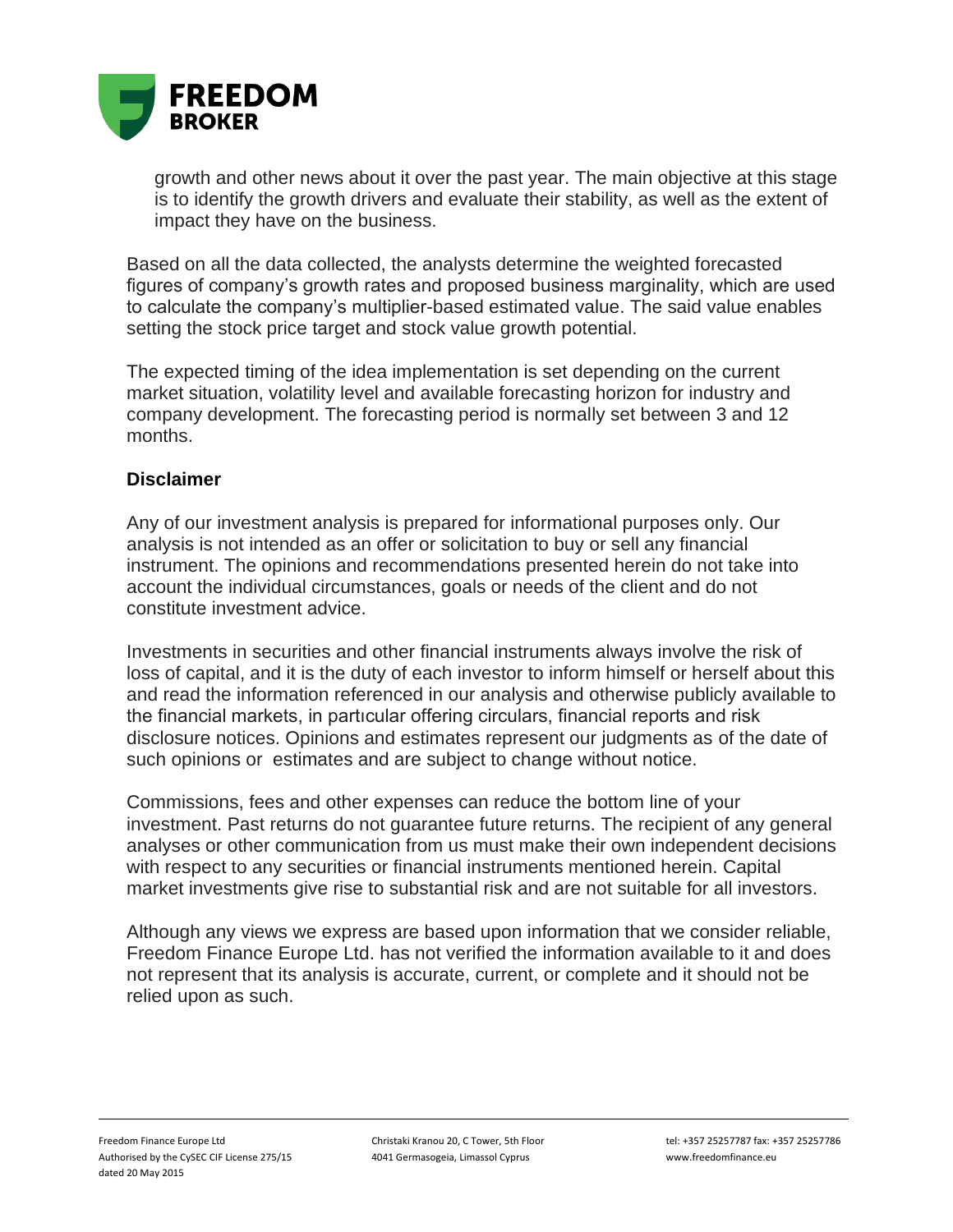growth and other news about it over the past year. The main objective at this stage is to identify the growth drivers and evaluate their stability, as well as the extent of impact they have on the business.

Based on all the data collected, the analysts determine the weighted forecasted figures of company's growth rates and proposed business marginality, which are used to calculate the company's multiplier-based estimated value. The said value enables setting the stock price target and stock value growth potential.

The expected timing of the idea implementation is set depending on the current market situation, volatility level and available forecasting horizon for industry and company development. The forecasting period is normally set between 3 and 12 months.

**Disclaimer**

Any of our investment analysis is prepared for informational purposes only. Our analysis is not intended as an offer or solicitation to buy or sell any financial instrument. The opinions and recommendations presented herein do not take into account the individual circumstances, goals or needs of the client and do not constitute investment advice.

Investments in securities and other financial instruments always involve the risk of loss of capital, and it is the duty of each investor to inform himself or herself about this and read the information referenced in our analysis and otherwise publicly available to the financial markets, in particular offering circulars, financial reports and risk disclosure notices. Opinions and estimates represent our judgments as of the date of such opinions or estimates and are subject to change without notice.

Commissions, fees and other expenses can reduce the bottom line of your investment. Past returns do not guarantee future returns. The recipient of any general analyses or other communication from us must make their own independent decisions with respect to any securities or financial instruments mentioned herein. Capital market investments give rise to substantial risk and are not suitable for all investors.

Although any views we express are based upon information that we consider reliable, Freedom Finance Europe Ltd. has not verified the information available to it and does not represent that its analysis is accurate, current, or complete and it should not be relied upon as such.